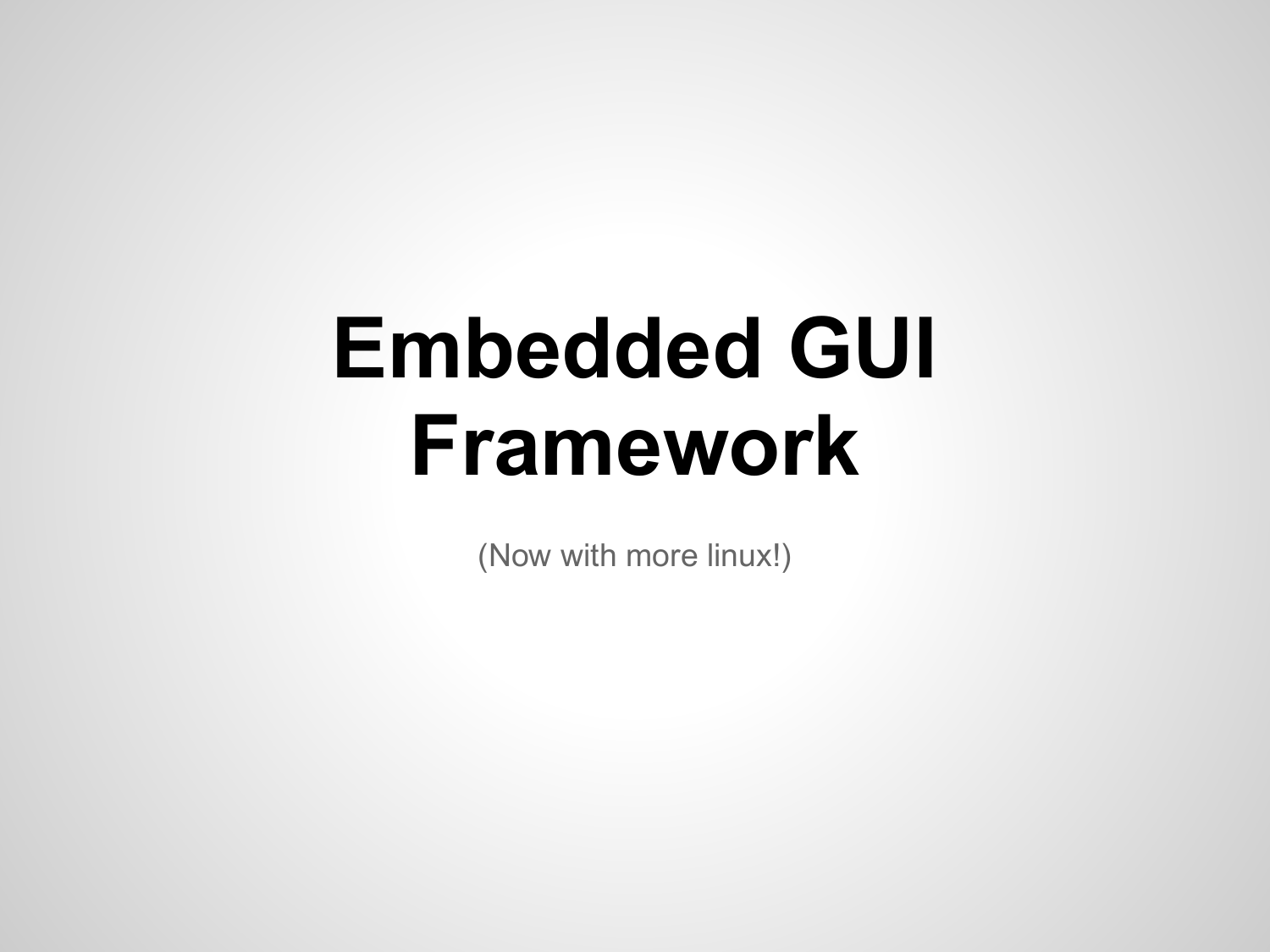# Embedded GUI Framework

(Now with more linux!)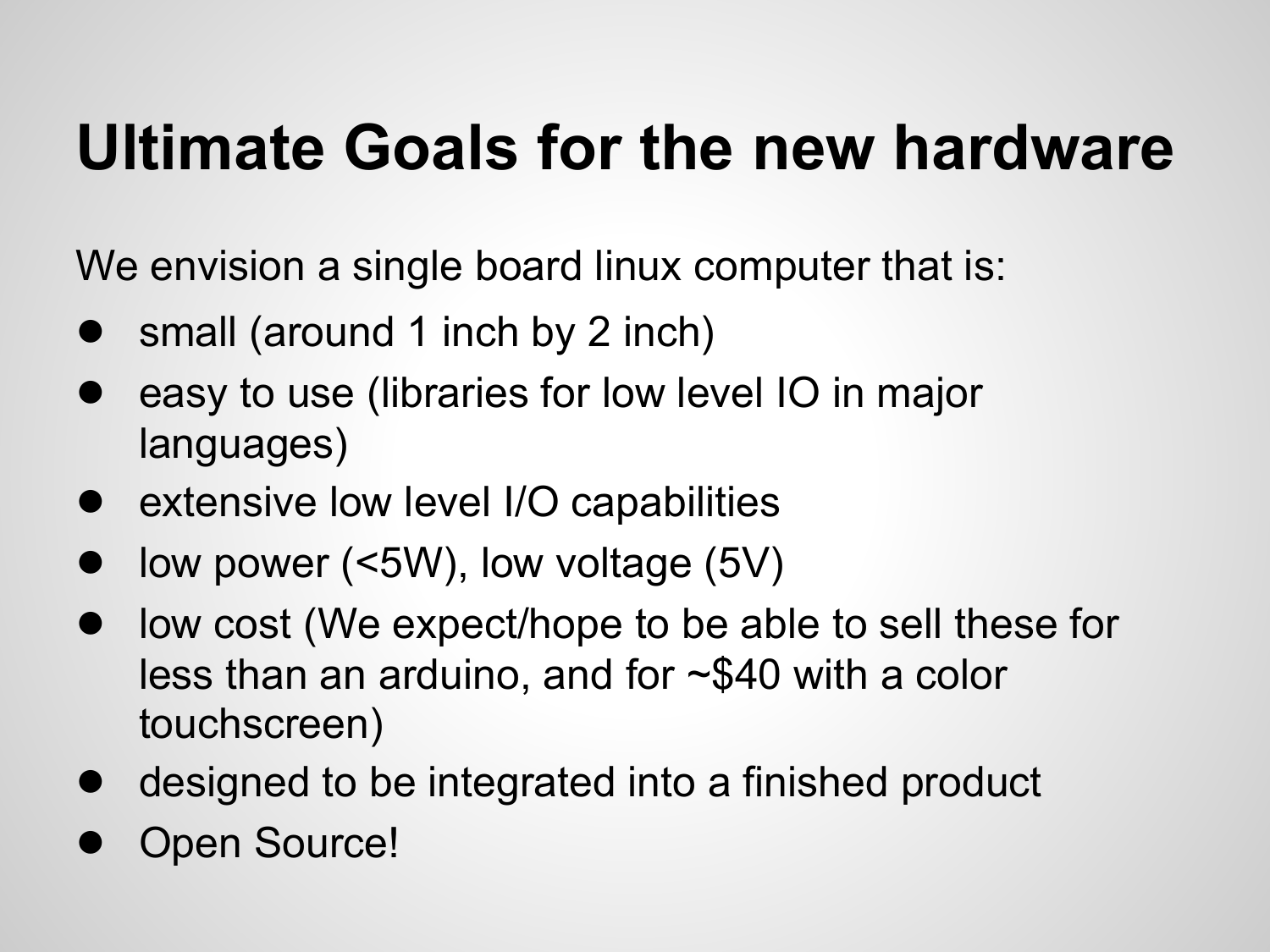# Ultimate Goals for the new hardware

We envision a single board linux computer that is:

- small (around 1 inch by 2 inch)
- easy to use (libraries for low level IO in major languages)
- extensive low level I/O capabilities
- low power (<5W), low voltage (5V)
- low cost (We expect/hope to be able to sell these for less than an arduino, and for ~$40 with a color touchscreen)
- designed to be integrated into a finished product
- Open Source!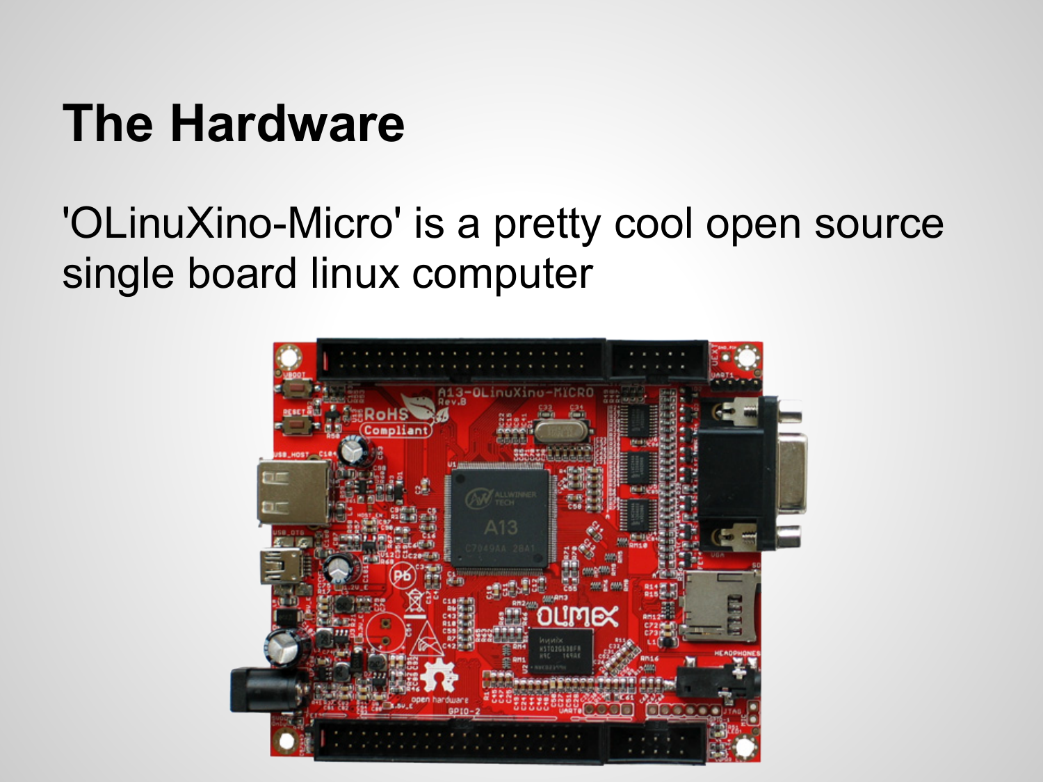# The Hardware

'OLinuXino-Micro' is a pretty cool open source single board linux computer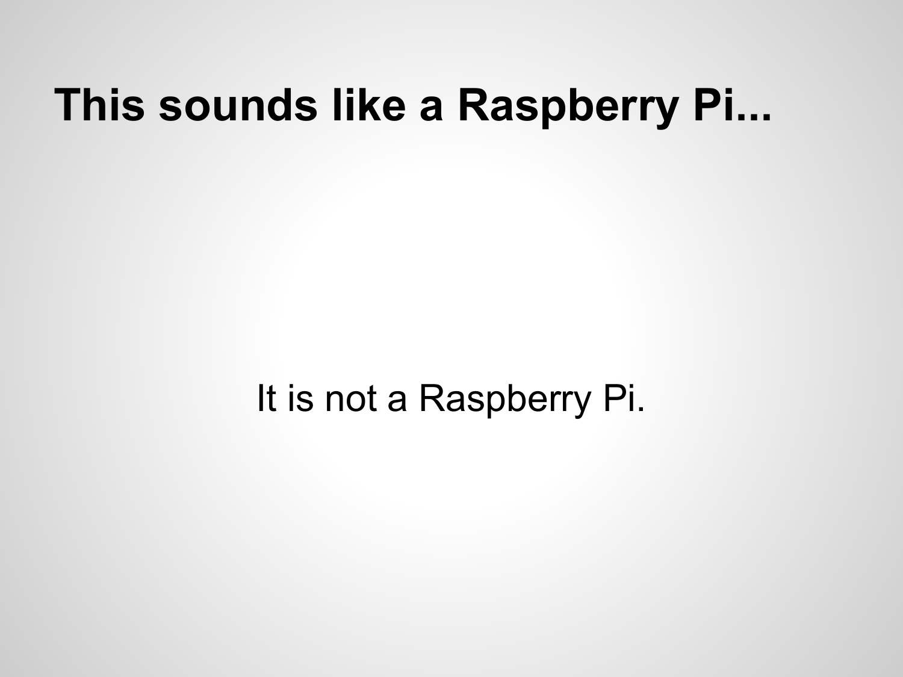# This sounds like a Raspberry Pi...

It is not a Raspberry Pi.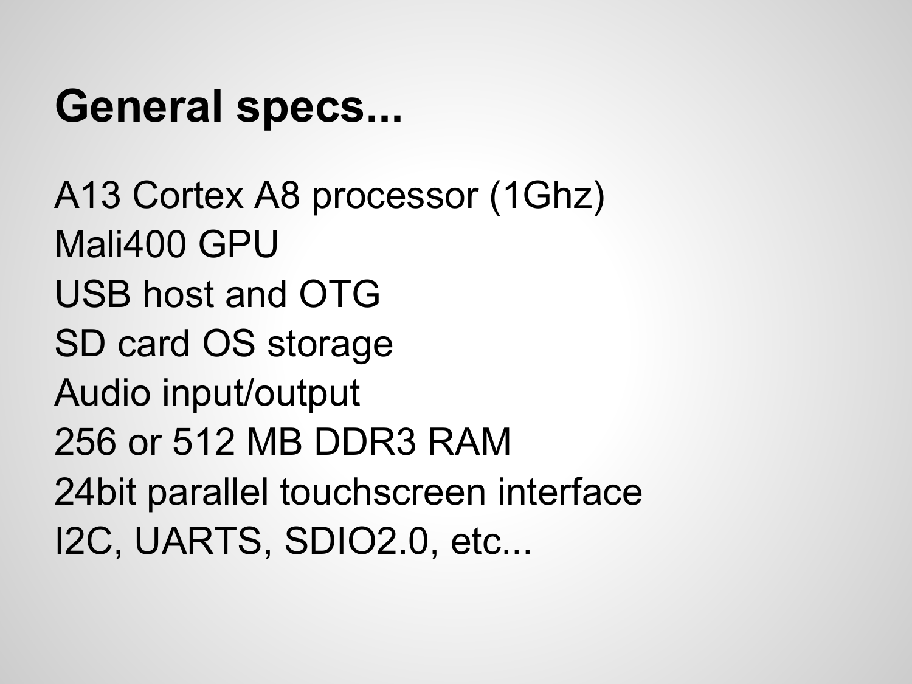# General specs...

A13 Cortex A8 processor (1Ghz)
Mali400 GPU
USB host and OTG
SD card OS storage
Audio input/output
256 or 512 MB DDR3 RAM
24bit parallel touchscreen interface
I2C, UARTS, SDIO2.0, etc...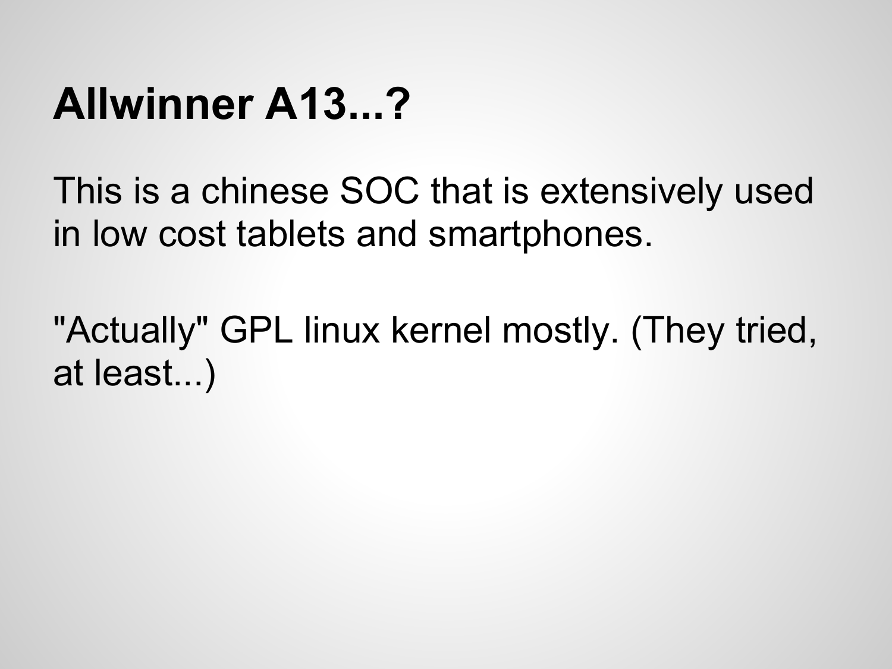# Allwinner A13...?

This is a chinese SOC that is extensively used in low cost tablets and smartphones.

"Actually" GPL linux kernel mostly. (They tried, at least...)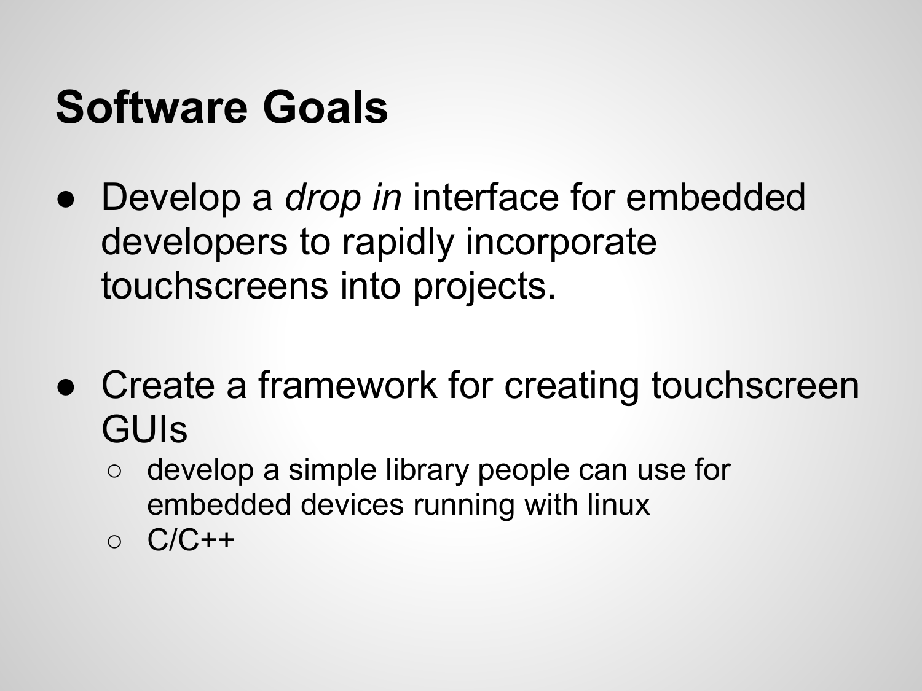# Software Goals

- Develop a *drop in* interface for embedded developers to rapidly incorporate touchscreens into projects.

- Create a framework for creating touchscreen GUIs
  - develop a simple library people can use for embedded devices running with linux
  - C/C++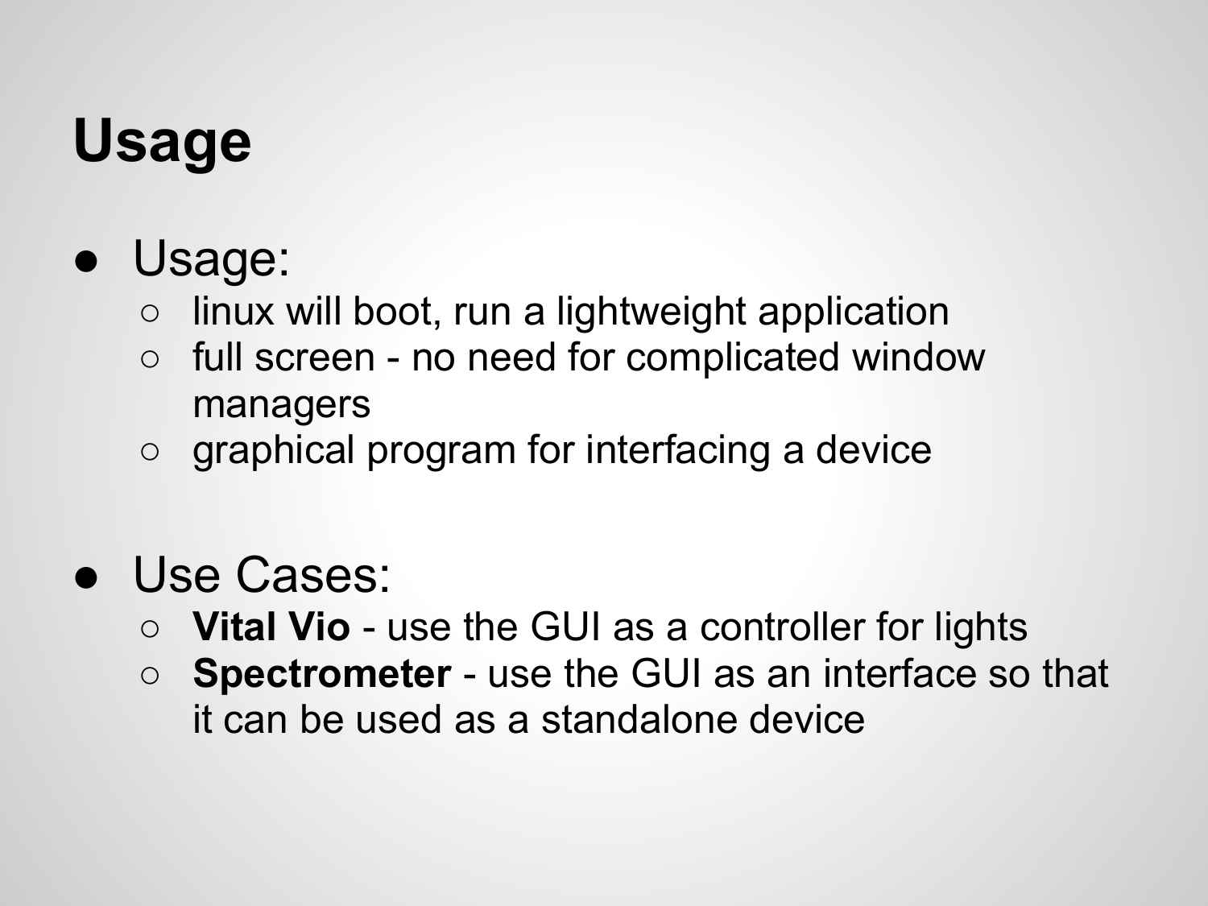# Usage

- Usage:
  - linux will boot, run a lightweight application
  - full screen - no need for complicated window managers
  - graphical program for interfacing a device

- Use Cases:
  - **Vital Vio** - use the GUI as a controller for lights
  - **Spectrometer** - use the GUI as an interface so that it can be used as a standalone device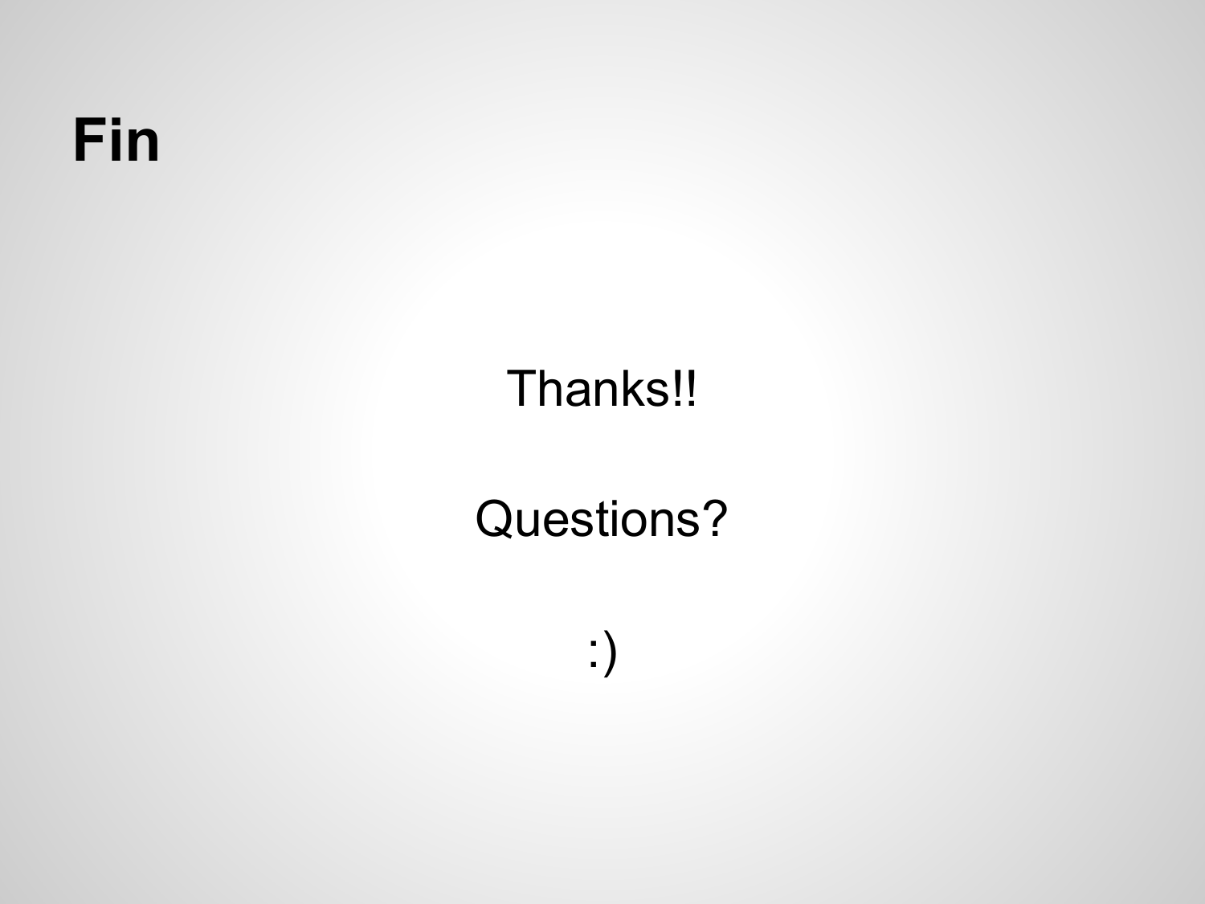# Fin

Thanks!!

Questions?

:)